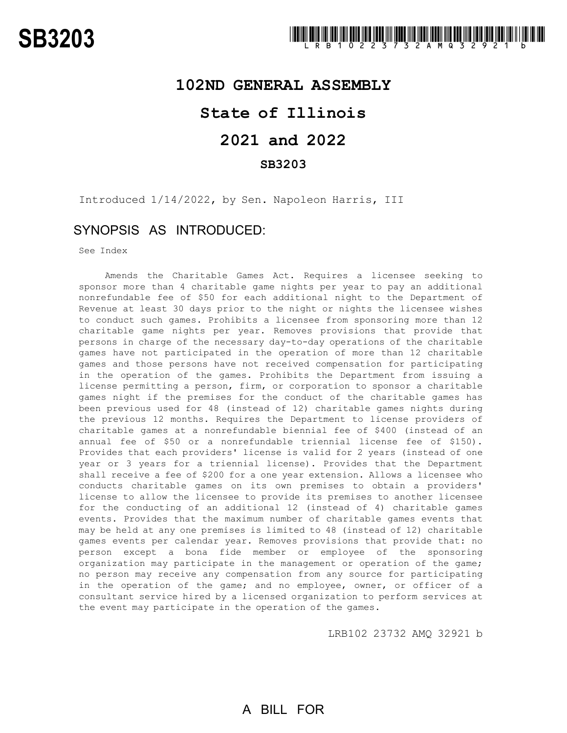# SB3203

LRB102 23732 AMQ 32921 b

# 102ND GENERAL ASSEMBLY

# State of Illinois

# 2021 and 2022

## SB3203

Introduced 1/14/2022, by Sen. Napoleon Harris, III

## SYNOPSIS AS INTRODUCED:

See Index

Amends the Charitable Games Act. Requires a licensee seeking to sponsor more than 4 charitable game nights per year to pay an additional nonrefundable fee of $50 for each additional night to the Department of Revenue at least 30 days prior to the night or nights the licensee wishes to conduct such games. Prohibits a licensee from sponsoring more than 12 charitable game nights per year. Removes provisions that provide that persons in charge of the necessary day-to-day operations of the charitable games have not participated in the operation of more than 12 charitable games and those persons have not received compensation for participating in the operation of the games. Prohibits the Department from issuing a license permitting a person, firm, or corporation to sponsor a charitable games night if the premises for the conduct of the charitable games has been previous used for 48 (instead of 12) charitable games nights during the previous 12 months. Requires the Department to license providers of charitable games at a nonrefundable biennial fee of $400 (instead of an annual fee of $50 or a nonrefundable triennial license fee of $150). Provides that each providers' license is valid for 2 years (instead of one year or 3 years for a triennial license). Provides that the Department shall receive a fee of $200 for a one year extension. Allows a licensee who conducts charitable games on its own premises to obtain a providers' license to allow the licensee to provide its premises to another licensee for the conducting of an additional 12 (instead of 4) charitable games events. Provides that the maximum number of charitable games events that may be held at any one premises is limited to 48 (instead of 12) charitable games events per calendar year. Removes provisions that provide that: no person except a bona fide member or employee of the sponsoring organization may participate in the management or operation of the game; no person may receive any compensation from any source for participating in the operation of the game; and no employee, owner, or officer of a consultant service hired by a licensed organization to perform services at the event may participate in the operation of the games.

LRB102 23732 AMQ 32921 b

A BILL FOR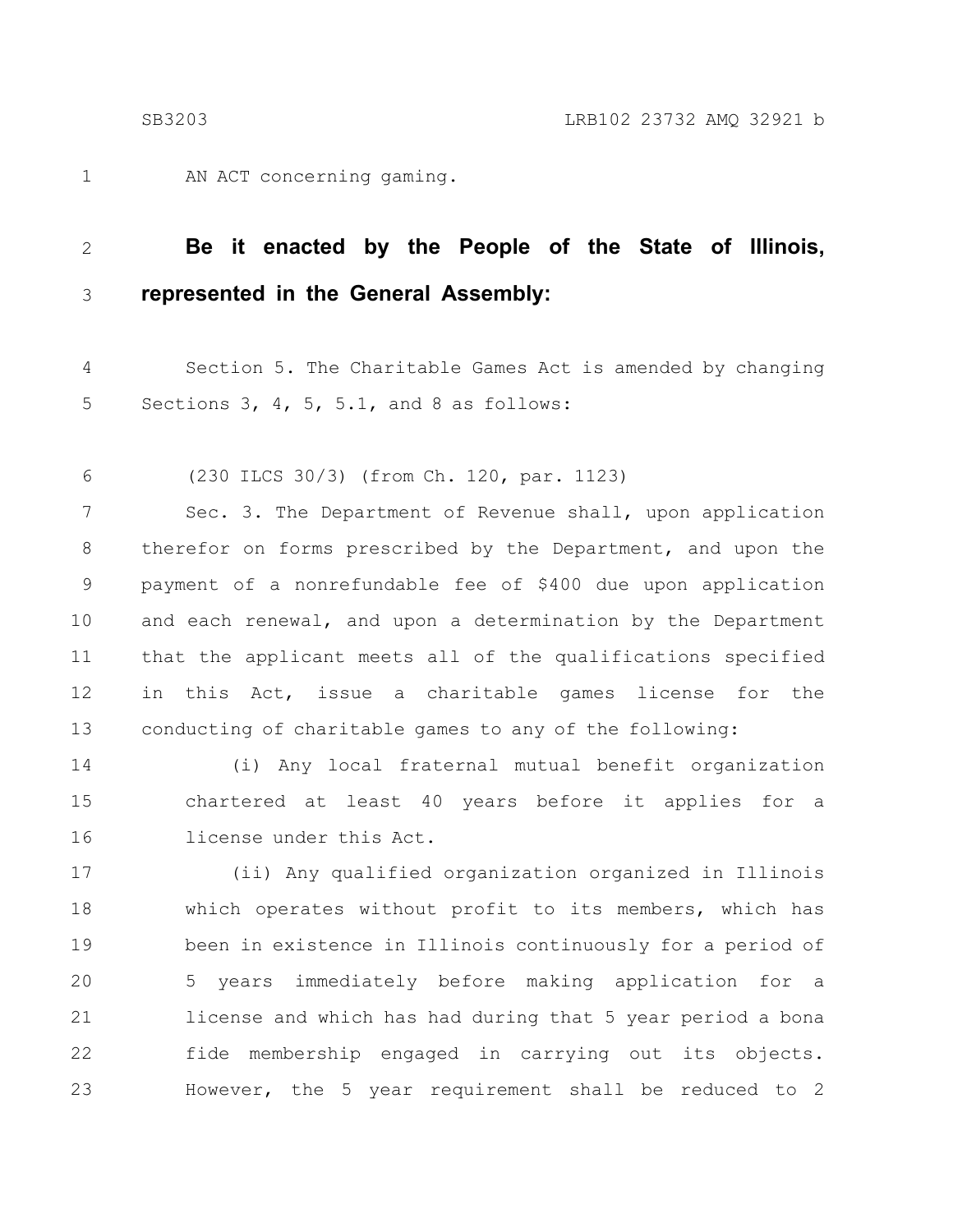AN ACT concerning gaming.

**Be it enacted by the People of the State of Illinois, represented in the General Assembly:**

Section 5. The Charitable Games Act is amended by changing Sections 3, 4, 5, 5.1, and 8 as follows:

(230 ILCS 30/3) (from Ch. 120, par. 1123)

Sec. 3. The Department of Revenue shall, upon application therefor on forms prescribed by the Department, and upon the payment of a nonrefundable fee of $400 due upon application and each renewal, and upon a determination by the Department that the applicant meets all of the qualifications specified in this Act, issue a charitable games license for the conducting of charitable games to any of the following:

(i) Any local fraternal mutual benefit organization chartered at least 40 years before it applies for a license under this Act.

(ii) Any qualified organization organized in Illinois which operates without profit to its members, which has been in existence in Illinois continuously for a period of 5 years immediately before making application for a license and which has had during that 5 year period a bona fide membership engaged in carrying out its objects. However, the 5 year requirement shall be reduced to 2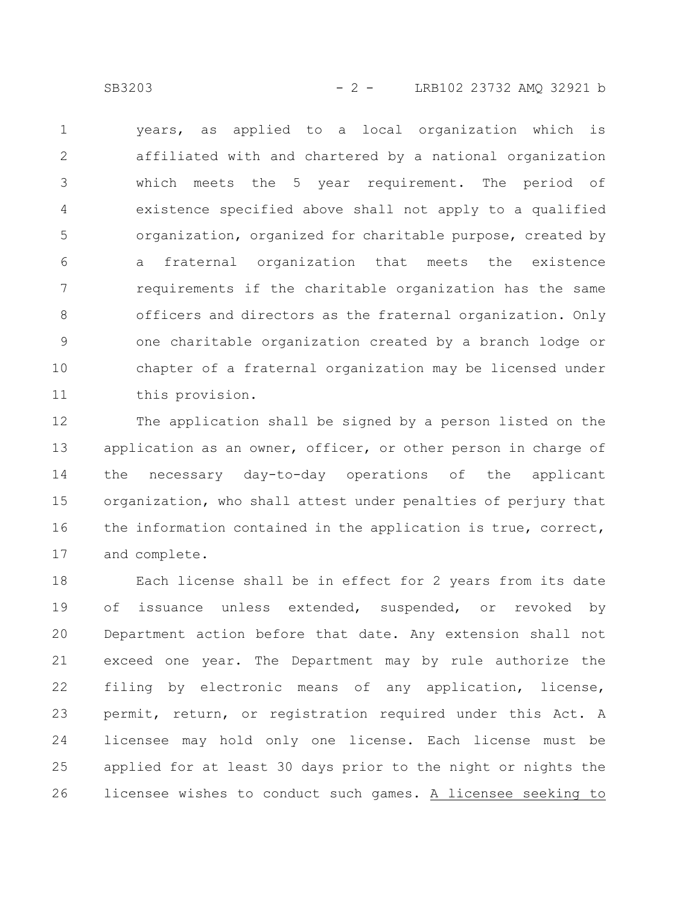years, as applied to a local organization which is affiliated with and chartered by a national organization which meets the 5 year requirement. The period of existence specified above shall not apply to a qualified organization, organized for charitable purpose, created by a fraternal organization that meets the existence requirements if the charitable organization has the same officers and directors as the fraternal organization. Only one charitable organization created by a branch lodge or chapter of a fraternal organization may be licensed under this provision.

The application shall be signed by a person listed on the application as an owner, officer, or other person in charge of the necessary day-to-day operations of the applicant organization, who shall attest under penalties of perjury that the information contained in the application is true, correct, and complete.

Each license shall be in effect for 2 years from its date of issuance unless extended, suspended, or revoked by Department action before that date. Any extension shall not exceed one year. The Department may by rule authorize the filing by electronic means of any application, license, permit, return, or registration required under this Act. A licensee may hold only one license. Each license must be applied for at least 30 days prior to the night or nights the licensee wishes to conduct such games. <u>A licensee seeking to</u>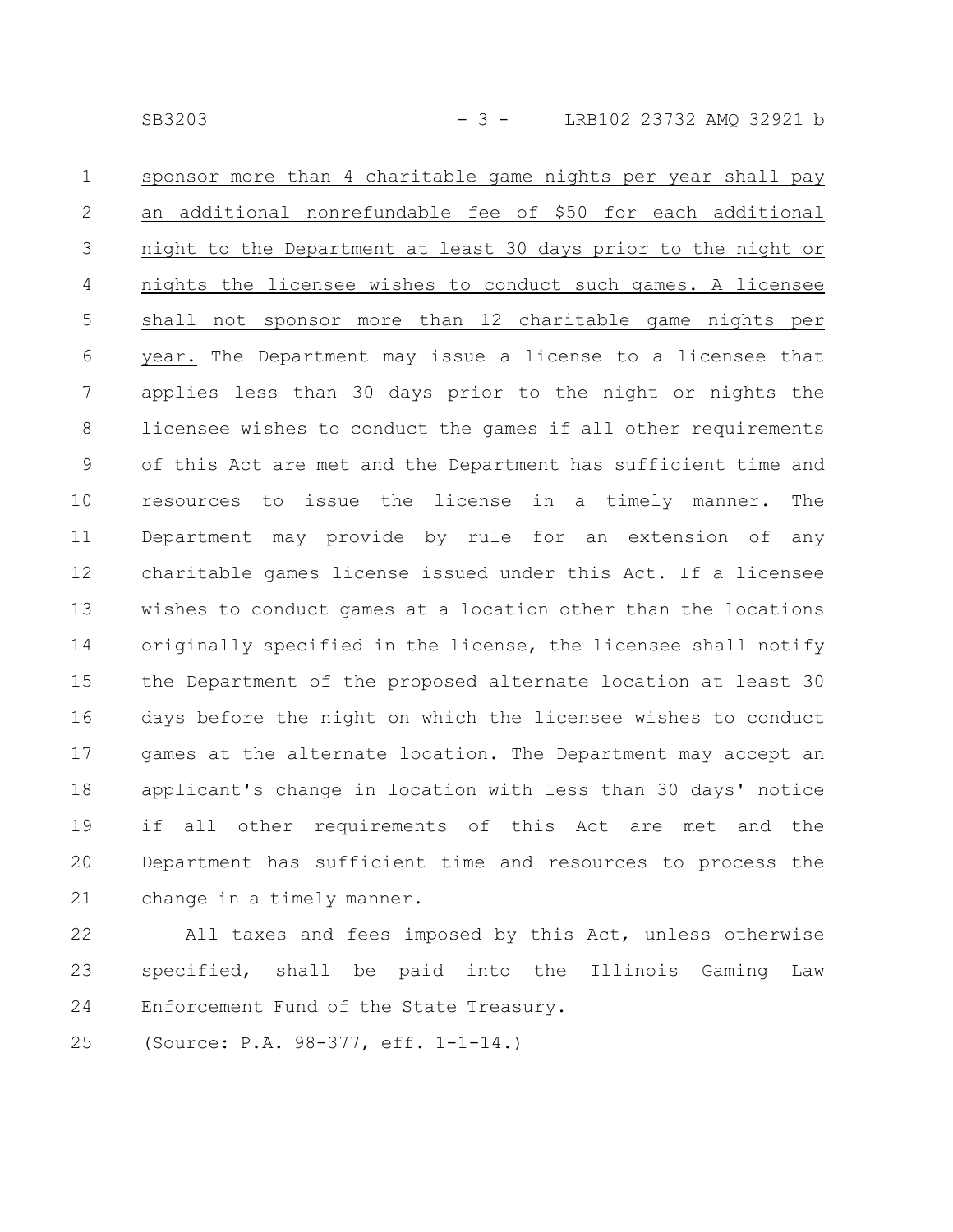sponsor more than 4 charitable game nights per year shall pay an additional nonrefundable fee of $50 for each additional night to the Department at least 30 days prior to the night or nights the licensee wishes to conduct such games. A licensee shall not sponsor more than 12 charitable game nights per year. The Department may issue a license to a licensee that applies less than 30 days prior to the night or nights the licensee wishes to conduct the games if all other requirements of this Act are met and the Department has sufficient time and resources to issue the license in a timely manner. The Department may provide by rule for an extension of any charitable games license issued under this Act. If a licensee wishes to conduct games at a location other than the locations originally specified in the license, the licensee shall notify the Department of the proposed alternate location at least 30 days before the night on which the licensee wishes to conduct games at the alternate location. The Department may accept an applicant's change in location with less than 30 days' notice if all other requirements of this Act are met and the Department has sufficient time and resources to process the change in a timely manner.

All taxes and fees imposed by this Act, unless otherwise specified, shall be paid into the Illinois Gaming Law Enforcement Fund of the State Treasury.

(Source: P.A. 98-377, eff. 1-1-14.)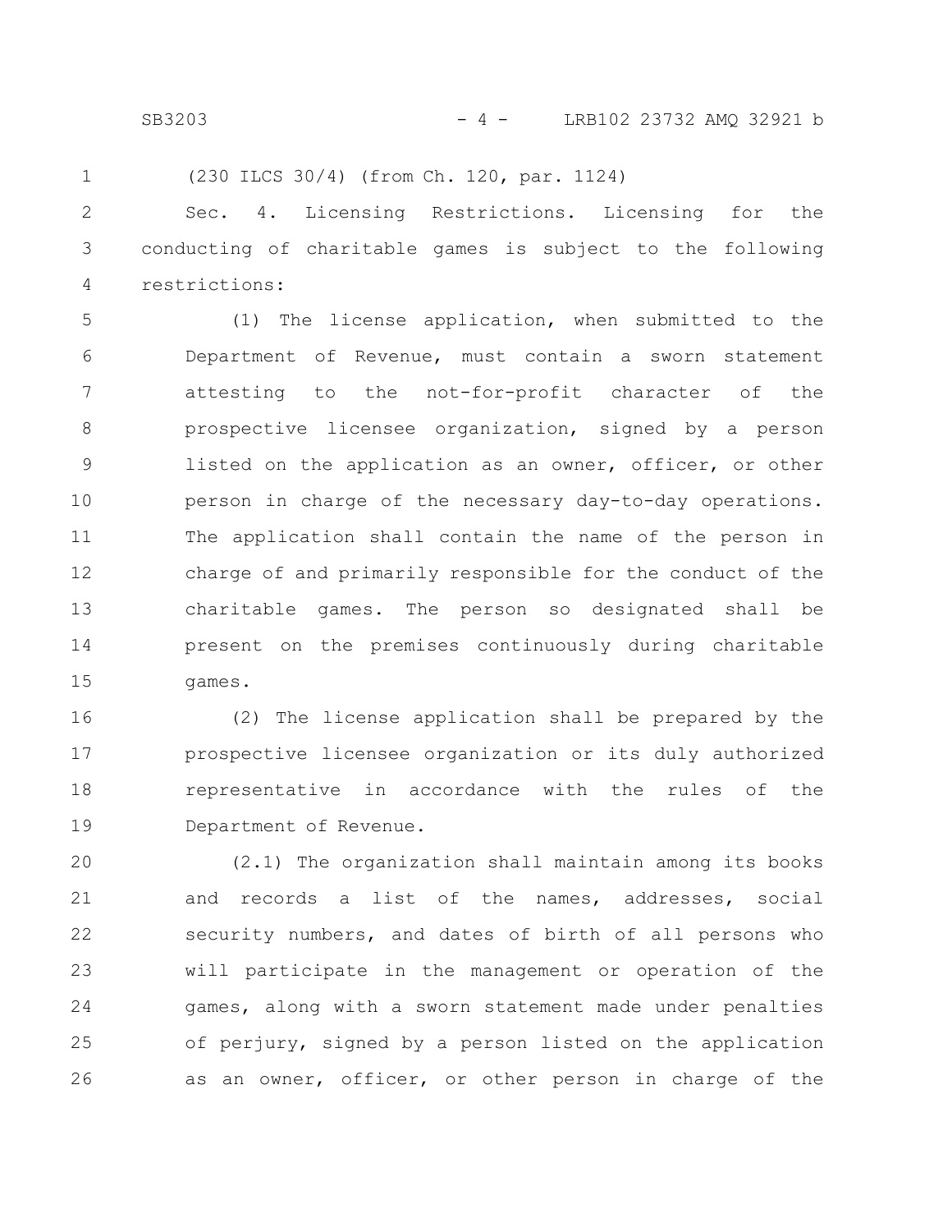(230 ILCS 30/4) (from Ch. 120, par. 1124)

Sec. 4. Licensing Restrictions. Licensing for the conducting of charitable games is subject to the following restrictions:

(1) The license application, when submitted to the Department of Revenue, must contain a sworn statement attesting to the not-for-profit character of the prospective licensee organization, signed by a person listed on the application as an owner, officer, or other person in charge of the necessary day-to-day operations. The application shall contain the name of the person in charge of and primarily responsible for the conduct of the charitable games. The person so designated shall be present on the premises continuously during charitable games.

(2) The license application shall be prepared by the prospective licensee organization or its duly authorized representative in accordance with the rules of the Department of Revenue.

(2.1) The organization shall maintain among its books and records a list of the names, addresses, social security numbers, and dates of birth of all persons who will participate in the management or operation of the games, along with a sworn statement made under penalties of perjury, signed by a person listed on the application as an owner, officer, or other person in charge of the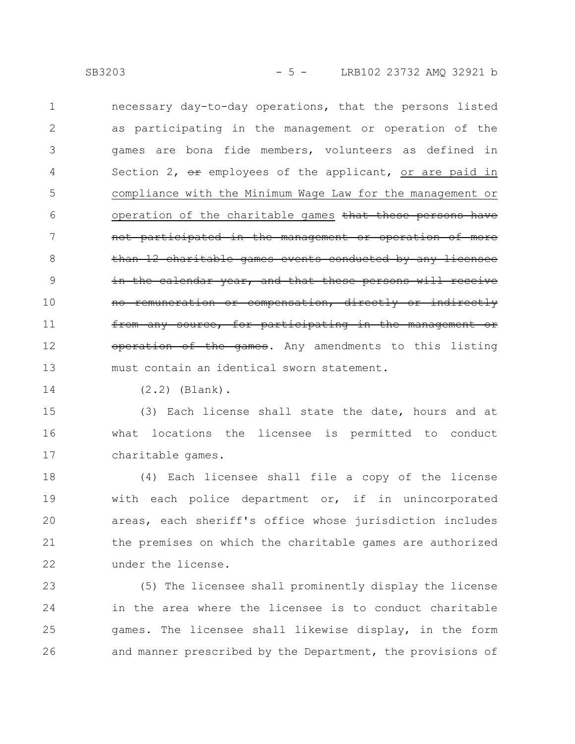necessary day-to-day operations, that the persons listed as participating in the management or operation of the games are bona fide members, volunteers as defined in Section 2, ~~or~~ employees of the applicant, <u>or are paid in compliance with the Minimum Wage Law for the management or operation of the charitable games</u> ~~that these persons have not participated in the management or operation of more than 12 charitable games events conducted by any licensee in the calendar year, and that these persons will receive no remuneration or compensation, directly or indirectly from any source, for participating in the management or operation of the games~~. Any amendments to this listing must contain an identical sworn statement.

(2.2) (Blank).

(3) Each license shall state the date, hours and at what locations the licensee is permitted to conduct charitable games.

(4) Each licensee shall file a copy of the license with each police department or, if in unincorporated areas, each sheriff's office whose jurisdiction includes the premises on which the charitable games are authorized under the license.

(5) The licensee shall prominently display the license in the area where the licensee is to conduct charitable games. The licensee shall likewise display, in the form and manner prescribed by the Department, the provisions of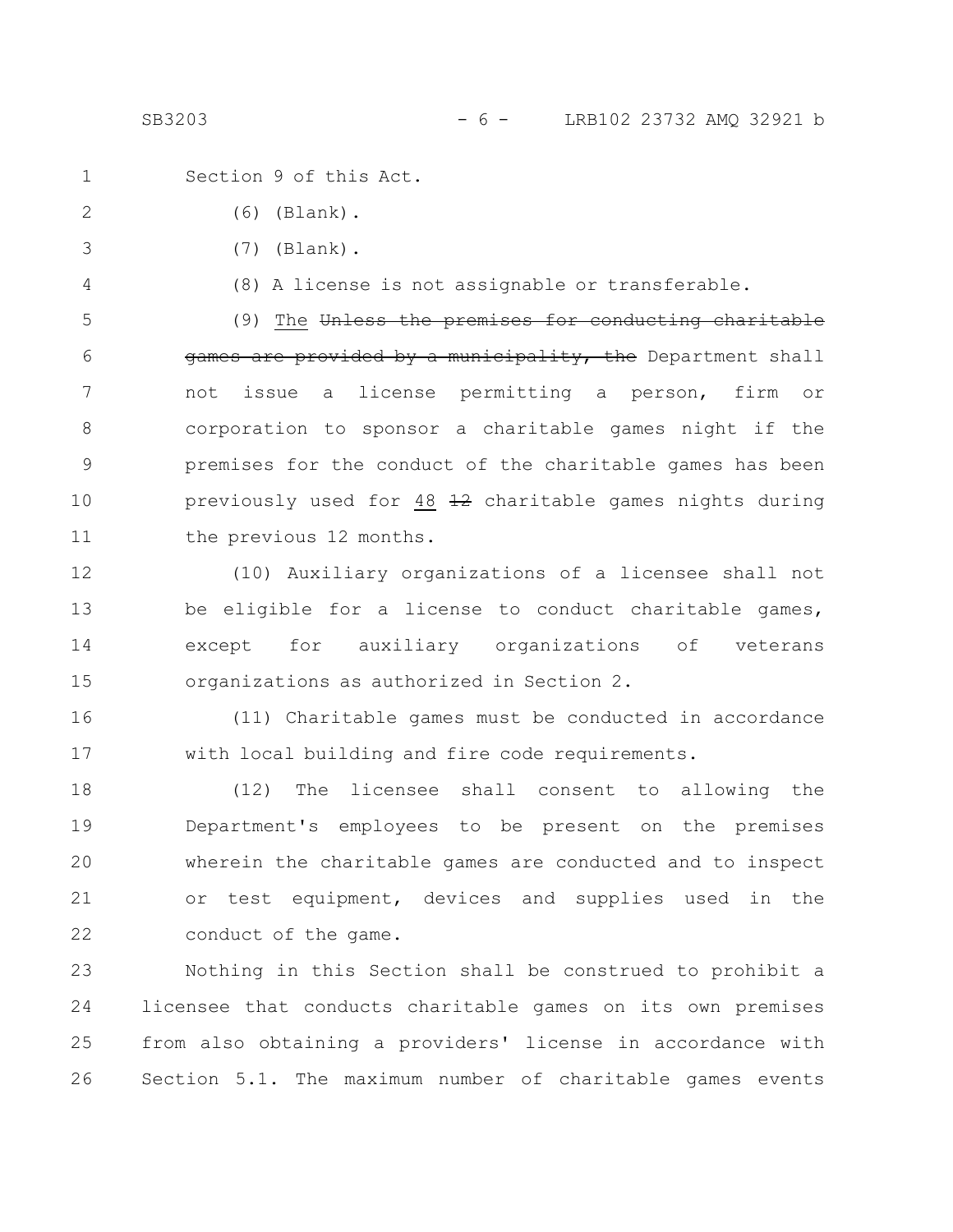Section 9 of this Act.

(6) (Blank).

(7) (Blank).

(8) A license is not assignable or transferable.

(9) <u>The</u> ~~Unless the premises for conducting charitable games are provided by a municipality, the~~ Department shall not issue a license permitting a person, firm or corporation to sponsor a charitable games night if the premises for the conduct of the charitable games has been previously used for <u>48</u> ~~12~~ charitable games nights during the previous 12 months.

(10) Auxiliary organizations of a licensee shall not be eligible for a license to conduct charitable games, except for auxiliary organizations of veterans organizations as authorized in Section 2.

(11) Charitable games must be conducted in accordance with local building and fire code requirements.

(12) The licensee shall consent to allowing the Department's employees to be present on the premises wherein the charitable games are conducted and to inspect or test equipment, devices and supplies used in the conduct of the game.

Nothing in this Section shall be construed to prohibit a licensee that conducts charitable games on its own premises from also obtaining a providers' license in accordance with Section 5.1. The maximum number of charitable games events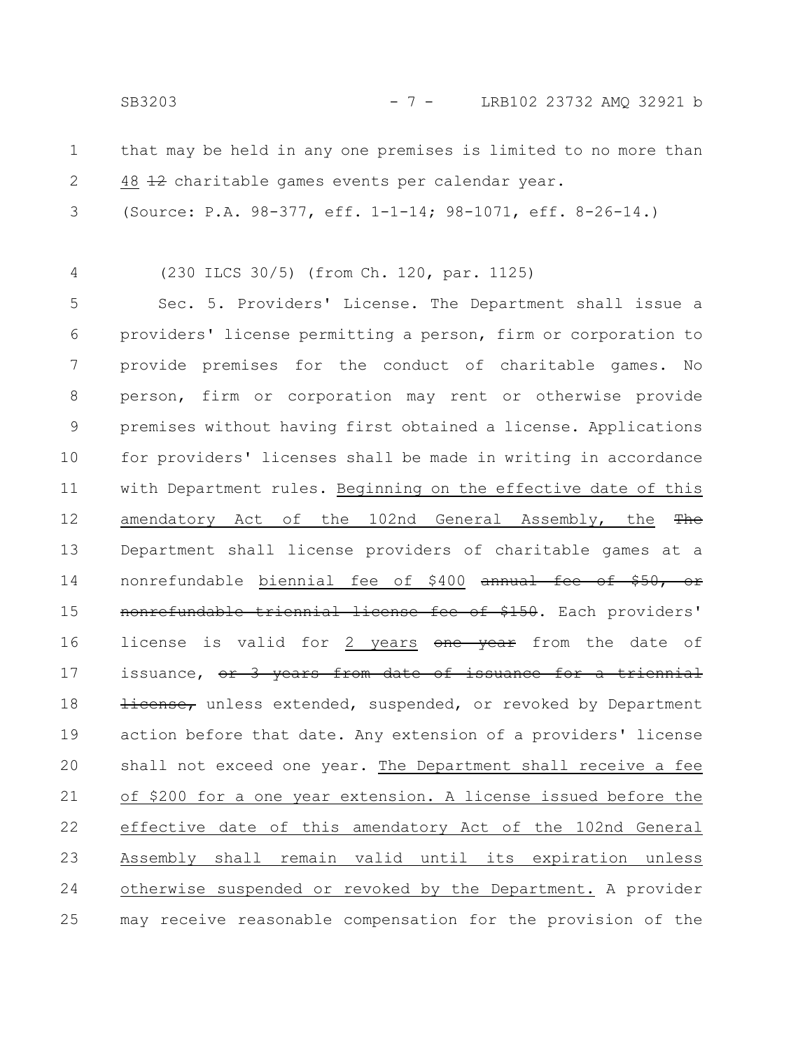that may be held in any one premises is limited to no more than <u>48</u> ~~12~~ charitable games events per calendar year.

(Source: P.A. 98-377, eff. 1-1-14; 98-1071, eff. 8-26-14.)

(230 ILCS 30/5) (from Ch. 120, par. 1125)

Sec. 5. Providers' License. The Department shall issue a providers' license permitting a person, firm or corporation to provide premises for the conduct of charitable games. No person, firm or corporation may rent or otherwise provide premises without having first obtained a license. Applications for providers' licenses shall be made in writing in accordance with Department rules. <u>Beginning on the effective date of this amendatory Act of the 102nd General Assembly, the</u> ~~The~~ Department shall license providers of charitable games at a nonrefundable <u>biennial fee of $400</u> ~~annual fee of $50, or nonrefundable triennial license fee of $150~~. Each providers' license is valid for <u>2 years</u> ~~one year~~ from the date of issuance, ~~or 3 years from date of issuance for a triennial license,~~ unless extended, suspended, or revoked by Department action before that date. Any extension of a providers' license shall not exceed one year. <u>The Department shall receive a fee of $200 for a one year extension. A license issued before the effective date of this amendatory Act of the 102nd General Assembly shall remain valid until its expiration unless otherwise suspended or revoked by the Department.</u> A provider may receive reasonable compensation for the provision of the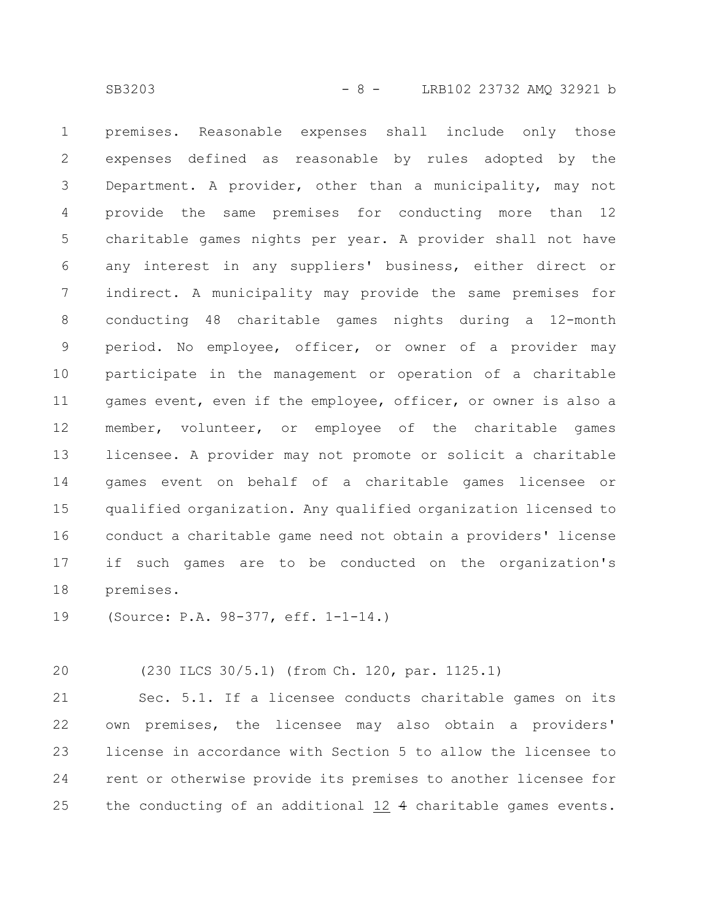premises. Reasonable expenses shall include only those expenses defined as reasonable by rules adopted by the Department. A provider, other than a municipality, may not provide the same premises for conducting more than 12 charitable games nights per year. A provider shall not have any interest in any suppliers' business, either direct or indirect. A municipality may provide the same premises for conducting 48 charitable games nights during a 12-month period. No employee, officer, or owner of a provider may participate in the management or operation of a charitable games event, even if the employee, officer, or owner is also a member, volunteer, or employee of the charitable games licensee. A provider may not promote or solicit a charitable games event on behalf of a charitable games licensee or qualified organization. Any qualified organization licensed to conduct a charitable game need not obtain a providers' license if such games are to be conducted on the organization's premises.

(Source: P.A. 98-377, eff. 1-1-14.)

(230 ILCS 30/5.1) (from Ch. 120, par. 1125.1)

Sec. 5.1. If a licensee conducts charitable games on its own premises, the licensee may also obtain a providers' license in accordance with Section 5 to allow the licensee to rent or otherwise provide its premises to another licensee for the conducting of an additional 12 ~~4~~ charitable games events.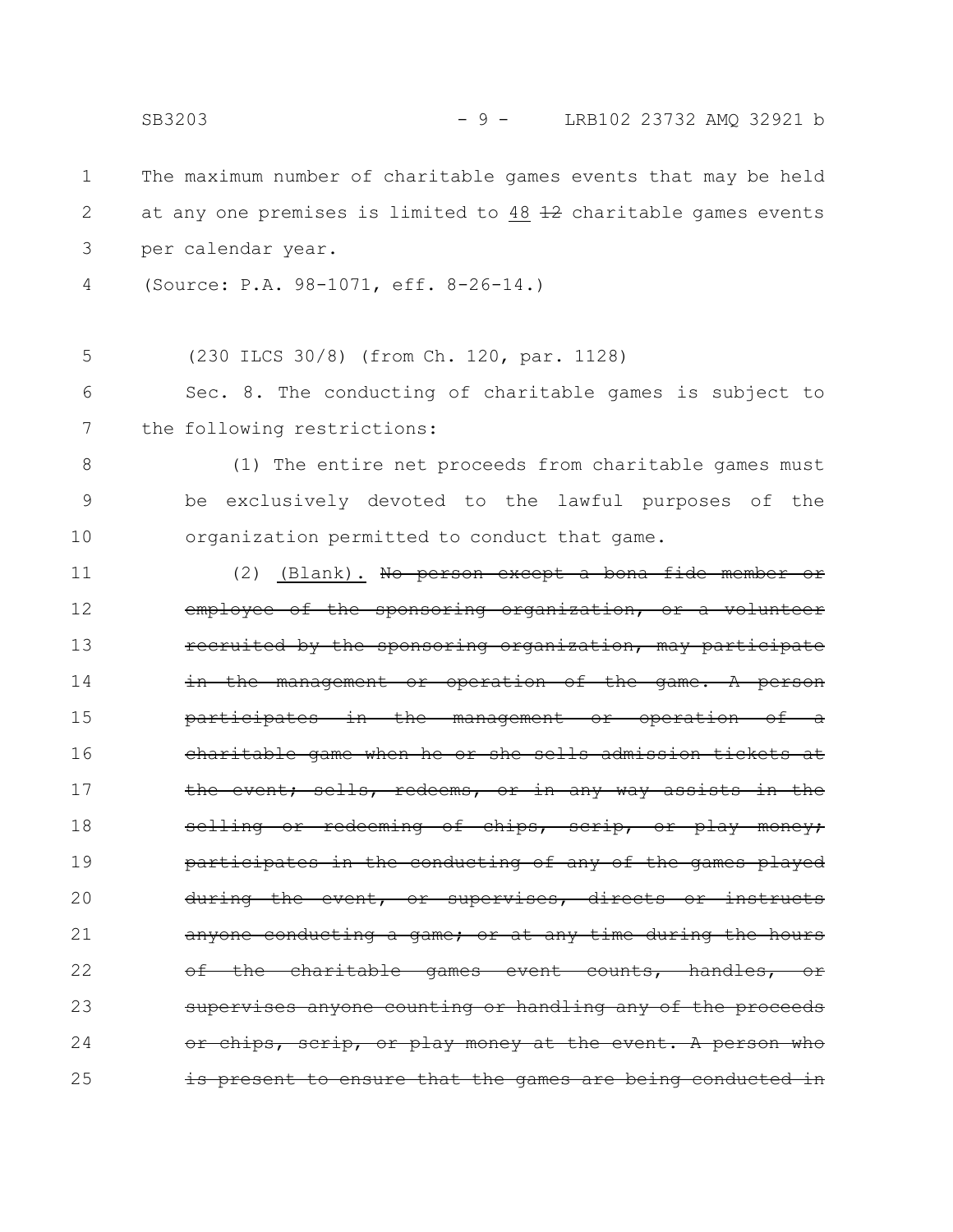The maximum number of charitable games events that may be held at any one premises is limited to <u>48</u> ~~12~~ charitable games events per calendar year.

(Source: P.A. 98-1071, eff. 8-26-14.)

(230 ILCS 30/8) (from Ch. 120, par. 1128)

Sec. 8. The conducting of charitable games is subject to the following restrictions:

(1) The entire net proceeds from charitable games must be exclusively devoted to the lawful purposes of the organization permitted to conduct that game.

(2) <u>(Blank).</u> ~~No person except a bona fide member or employee of the sponsoring organization, or a volunteer recruited by the sponsoring organization, may participate in the management or operation of the game. A person participates in the management or operation of a charitable game when he or she sells admission tickets at the event; sells, redeems, or in any way assists in the selling or redeeming of chips, scrip, or play money; participates in the conducting of any of the games played during the event, or supervises, directs or instructs anyone conducting a game; or at any time during the hours of the charitable games event counts, handles, or supervises anyone counting or handling any of the proceeds or chips, scrip, or play money at the event. A person who is present to ensure that the games are being conducted in~~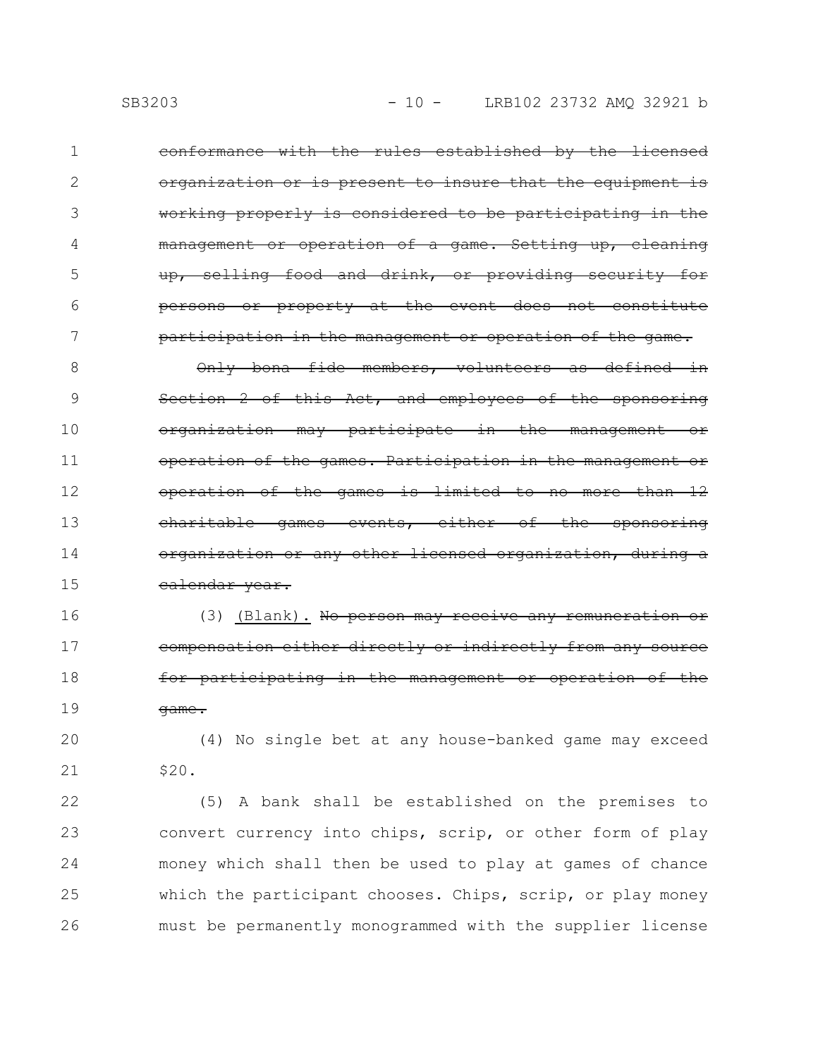~~conformance with the rules established by the licensed organization or is present to insure that the equipment is working properly is considered to be participating in the management or operation of a game. Setting up, cleaning up, selling food and drink, or providing security for persons or property at the event does not constitute participation in the management or operation of the game.~~

~~Only bona fide members, volunteers as defined in Section 2 of this Act, and employees of the sponsoring organization may participate in the management or operation of the games. Participation in the management or operation of the games is limited to no more than 12 charitable games events, either of the sponsoring organization or any other licensed organization, during a calendar year.~~

(3) <u>(Blank).</u> ~~No person may receive any remuneration or compensation either directly or indirectly from any source for participating in the management or operation of the game.~~

(4) No single bet at any house-banked game may exceed $20.

(5) A bank shall be established on the premises to convert currency into chips, scrip, or other form of play money which shall then be used to play at games of chance which the participant chooses. Chips, scrip, or play money must be permanently monogrammed with the supplier license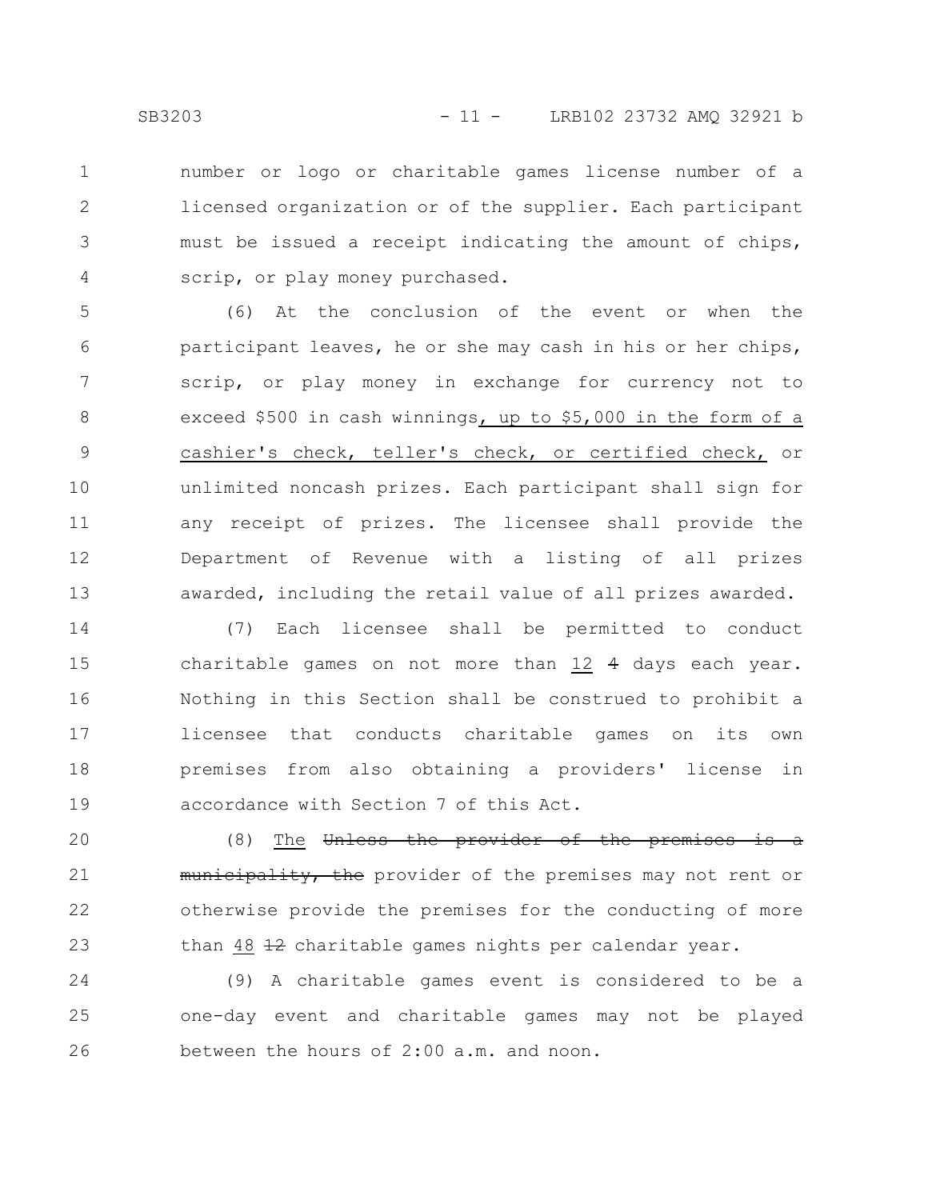number or logo or charitable games license number of a licensed organization or of the supplier. Each participant must be issued a receipt indicating the amount of chips, scrip, or play money purchased.

(6) At the conclusion of the event or when the participant leaves, he or she may cash in his or her chips, scrip, or play money in exchange for currency not to exceed $500 in cash winnings, up to $5,000 in the form of a cashier's check, teller's check, or certified check, or unlimited noncash prizes. Each participant shall sign for any receipt of prizes. The licensee shall provide the Department of Revenue with a listing of all prizes awarded, including the retail value of all prizes awarded.

(7) Each licensee shall be permitted to conduct charitable games on not more than 12 ~~4~~ days each year. Nothing in this Section shall be construed to prohibit a licensee that conducts charitable games on its own premises from also obtaining a providers' license in accordance with Section 7 of this Act.

(8) The ~~Unless the provider of the premises is a municipality, the~~ provider of the premises may not rent or otherwise provide the premises for the conducting of more than 48 ~~12~~ charitable games nights per calendar year.

(9) A charitable games event is considered to be a one-day event and charitable games may not be played between the hours of 2:00 a.m. and noon.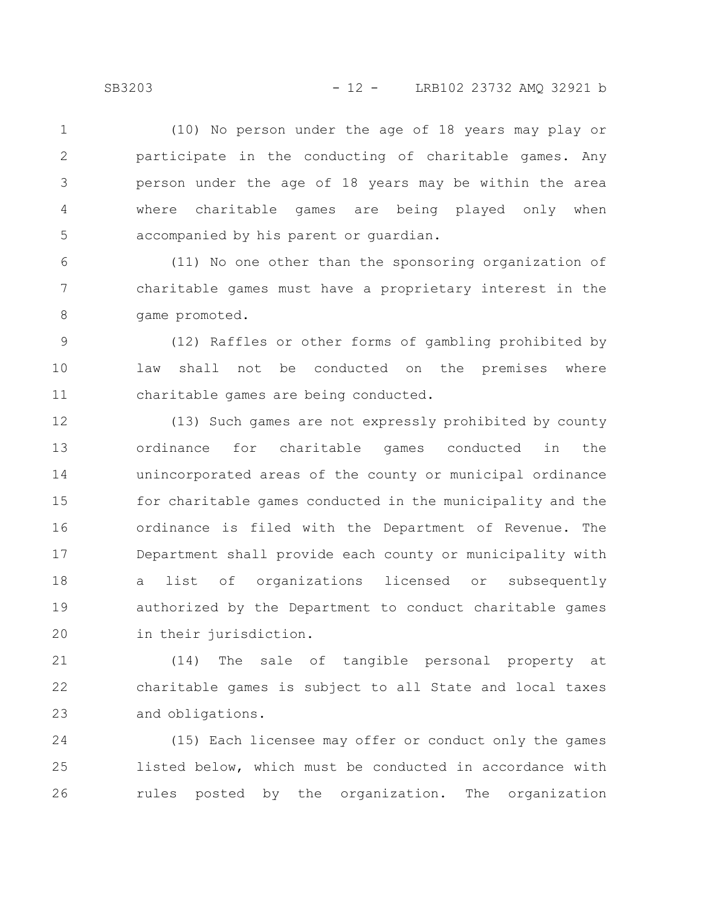(10) No person under the age of 18 years may play or participate in the conducting of charitable games. Any person under the age of 18 years may be within the area where charitable games are being played only when accompanied by his parent or guardian.

(11) No one other than the sponsoring organization of charitable games must have a proprietary interest in the game promoted.

(12) Raffles or other forms of gambling prohibited by law shall not be conducted on the premises where charitable games are being conducted.

(13) Such games are not expressly prohibited by county ordinance for charitable games conducted in the unincorporated areas of the county or municipal ordinance for charitable games conducted in the municipality and the ordinance is filed with the Department of Revenue. The Department shall provide each county or municipality with a list of organizations licensed or subsequently authorized by the Department to conduct charitable games in their jurisdiction.

(14) The sale of tangible personal property at charitable games is subject to all State and local taxes and obligations.

(15) Each licensee may offer or conduct only the games listed below, which must be conducted in accordance with rules posted by the organization. The organization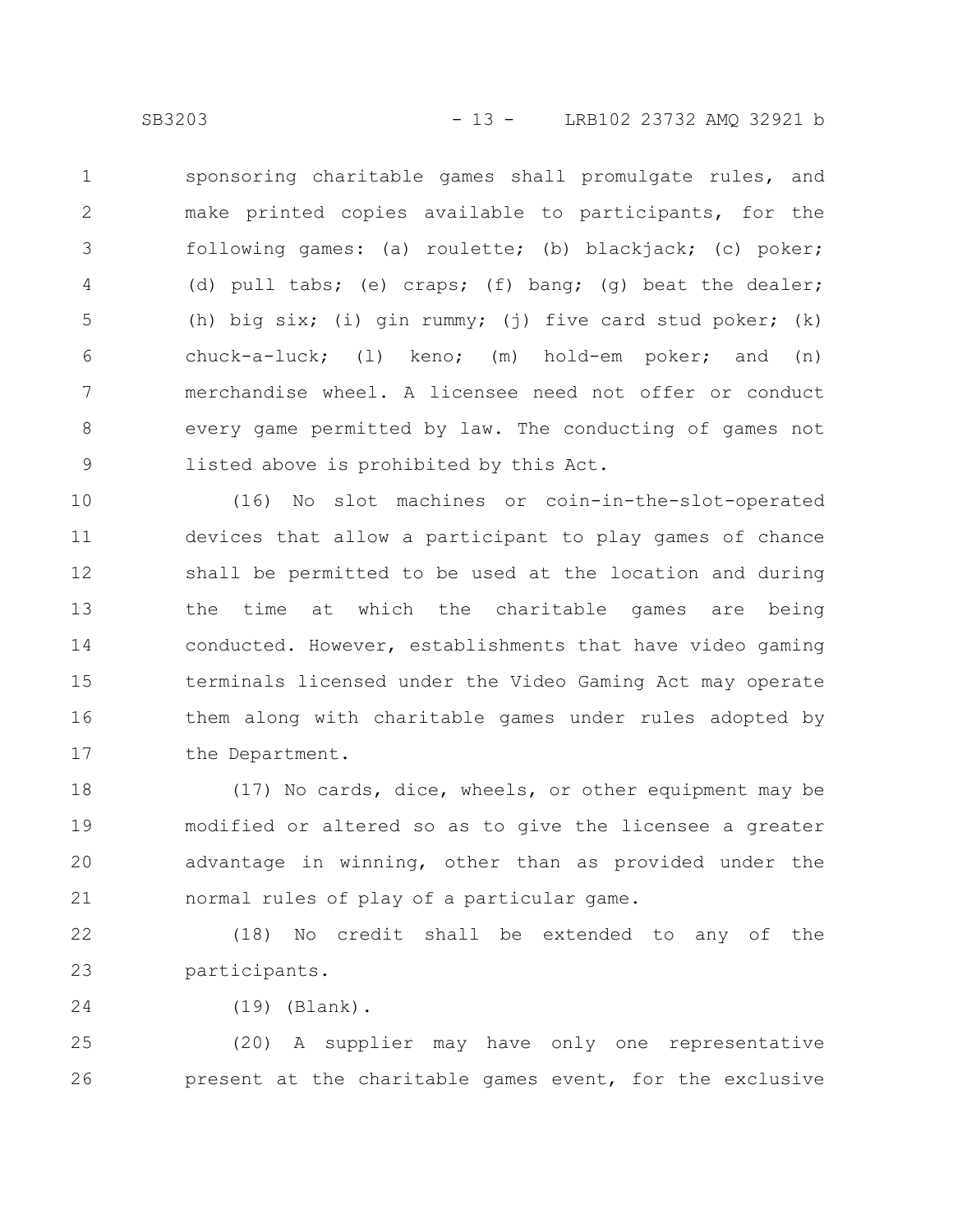sponsoring charitable games shall promulgate rules, and make printed copies available to participants, for the following games: (a) roulette; (b) blackjack; (c) poker; (d) pull tabs; (e) craps; (f) bang; (g) beat the dealer; (h) big six; (i) gin rummy; (j) five card stud poker; (k) chuck-a-luck; (l) keno; (m) hold-em poker; and (n) merchandise wheel. A licensee need not offer or conduct every game permitted by law. The conducting of games not listed above is prohibited by this Act.

(16) No slot machines or coin-in-the-slot-operated devices that allow a participant to play games of chance shall be permitted to be used at the location and during the time at which the charitable games are being conducted. However, establishments that have video gaming terminals licensed under the Video Gaming Act may operate them along with charitable games under rules adopted by the Department.

(17) No cards, dice, wheels, or other equipment may be modified or altered so as to give the licensee a greater advantage in winning, other than as provided under the normal rules of play of a particular game.

(18) No credit shall be extended to any of the participants.

(19) (Blank).

(20) A supplier may have only one representative present at the charitable games event, for the exclusive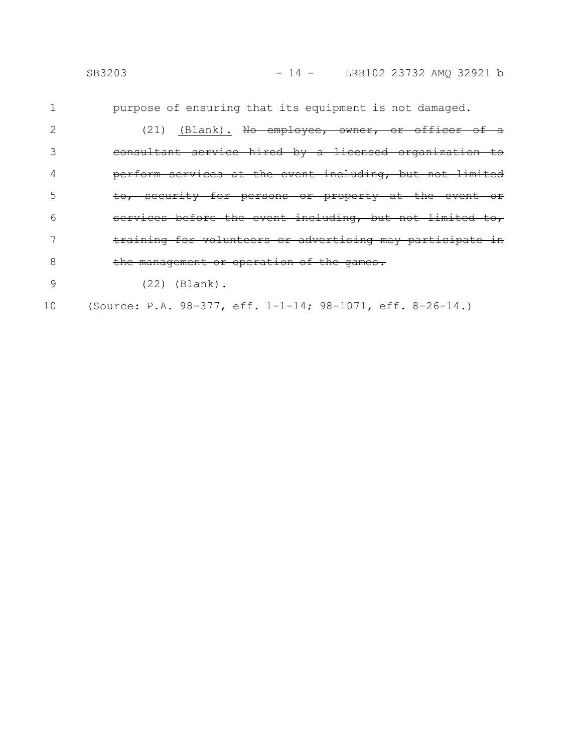purpose of ensuring that its equipment is not damaged.

(21) <u>(Blank).</u> ~~No employee, owner, or officer of a consultant service hired by a licensed organization to perform services at the event including, but not limited to, security for persons or property at the event or services before the event including, but not limited to, training for volunteers or advertising may participate in the management or operation of the games.~~

(22) (Blank).

(Source: P.A. 98-377, eff. 1-1-14; 98-1071, eff. 8-26-14.)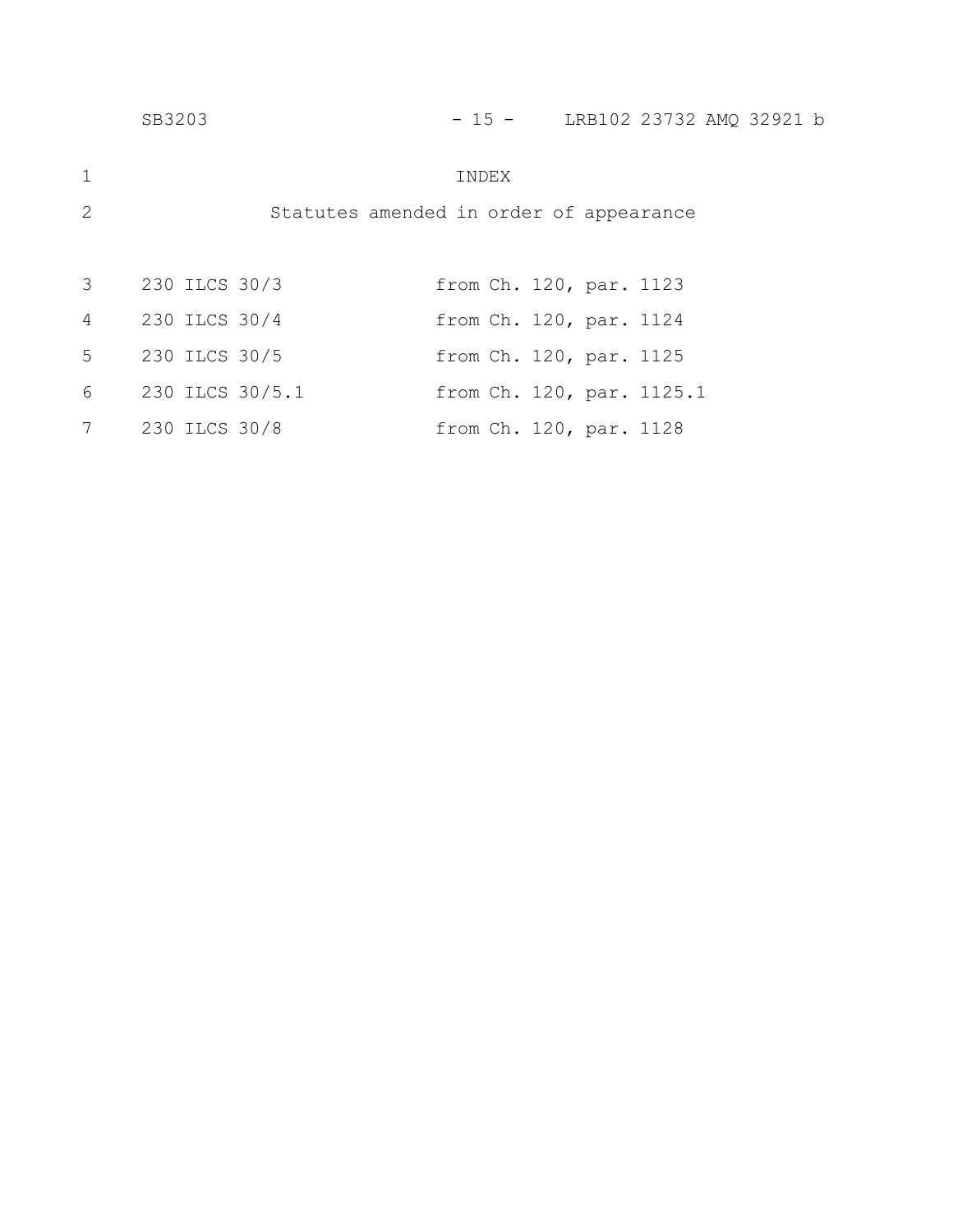# INDEX

## Statutes amended in order of appearance

| | |
|---|---|
| 230 ILCS 30/3 | from Ch. 120, par. 1123 |
| 230 ILCS 30/4 | from Ch. 120, par. 1124 |
| 230 ILCS 30/5 | from Ch. 120, par. 1125 |
| 230 ILCS 30/5.1 | from Ch. 120, par. 1125.1 |
| 230 ILCS 30/8 | from Ch. 120, par. 1128 |